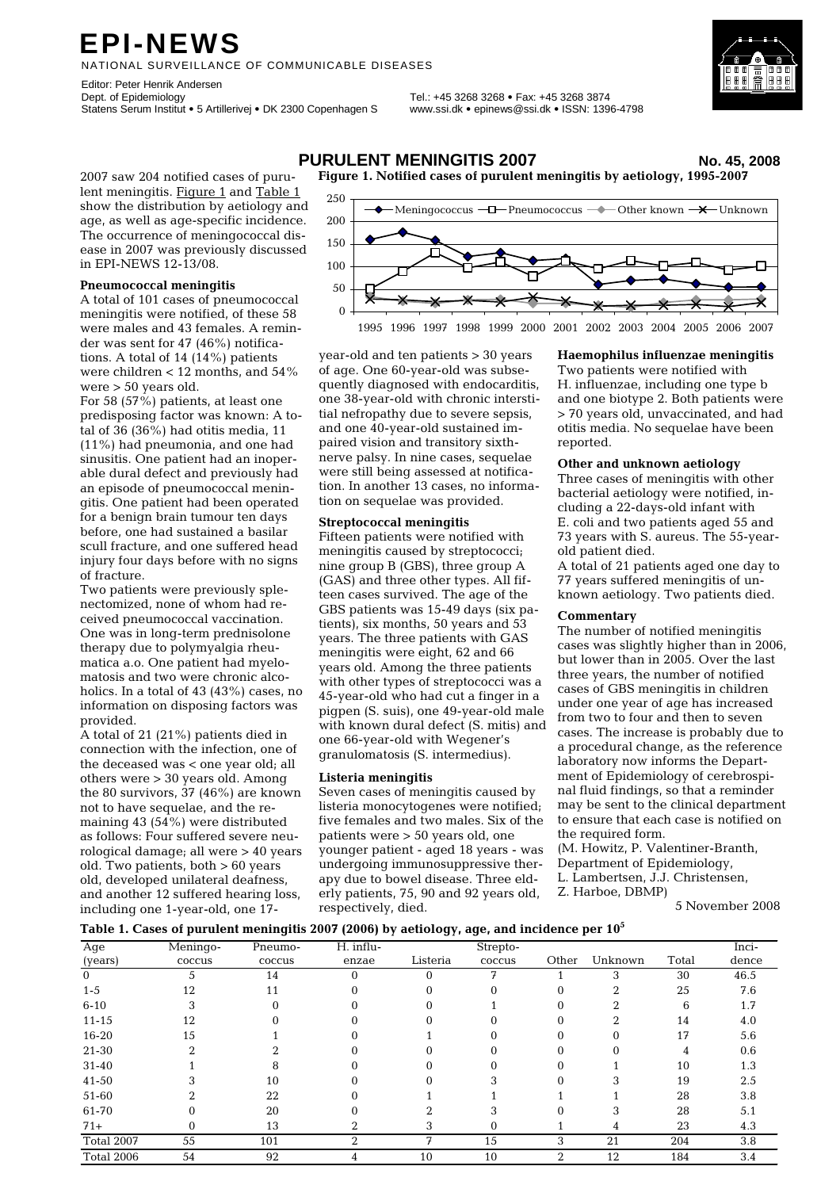# EPI-NEWS

NATIONAL SURVEILLANCE OF COMMUNICABLE DISEASES

Editor: Peter Henrik Andersen
Dept. of Epidemiology
Statens Serum Institut • 5 Artillerivej • DK 2300 Copenhagen S

Tel.: +45 3268 3268 • Fax: +45 3268 3874
www.ssi.dk • epinews@ssi.dk • ISSN: 1396-4798

## PURULENT MENINGITIS 2007

**No. 45, 2008**

2007 saw 204 notified cases of purulent meningitis. Figure 1 and Table 1 show the distribution by aetiology and age, as well as age-specific incidence. The occurrence of meningococcal disease in 2007 was previously discussed in EPI-NEWS 12-13/08.

**Figure 1. Notified cases of purulent meningitis by aetiology, 1995-2007**

### Pneumococcal meningitis

A total of 101 cases of pneumococcal meningitis were notified, of these 58 were males and 43 females. A reminder was sent for 47 (46%) notifications. A total of 14 (14%) patients were children < 12 months, and 54% were > 50 years old.

For 58 (57%) patients, at least one predisposing factor was known: A total of 36 (36%) had otitis media, 11 (11%) had pneumonia, and one had sinusitis. One patient had an inoperable dural defect and previously had an episode of pneumococcal meningitis. One patient had been operated for a benign brain tumour ten days before, one had sustained a basilar scull fracture, and one suffered head injury four days before with no signs of fracture.

Two patients were previously splenectomized, none of whom had received pneumococcal vaccination. One was in long-term prednisolone therapy due to polymyalgia rheumatica a.o. One patient had myelomatosis and two were chronic alcoholics. In a total of 43 (43%) cases, no information on disposing factors was provided.

A total of 21 (21%) patients died in connection with the infection, one of the deceased was < one year old; all others were > 30 years old. Among the 80 survivors, 37 (46%) are known not to have sequelae, and the remaining 43 (54%) were distributed as follows: Four suffered severe neurological damage; all were > 40 years old. Two patients, both > 60 years old, developed unilateral deafness, and another 12 suffered hearing loss, including one 1-year-old, one 17-year-old and ten patients > 30 years of age. One 60-year-old was subsequently diagnosed with endocarditis, one 38-year-old with chronic interstitial nefropathy due to severe sepsis, and one 40-year-old sustained impaired vision and transitory sixth-nerve palsy. In nine cases, sequelae were still being assessed at notification. In another 13 cases, no information on sequelae was provided.

### Streptococcal meningitis

Fifteen patients were notified with meningitis caused by streptococci; nine group B (GBS), three group A (GAS) and three other types. All fifteen cases survived. The age of the GBS patients was 15-49 days (six patients), six months, 50 years and 53 years. The three patients with GAS meningitis were eight, 62 and 66 years old. Among the three patients with other types of streptococci was a 45-year-old who had cut a finger in a pigpen (S. suis), one 49-year-old male with known dural defect (S. mitis) and one 66-year-old with Wegener's granulomatosis (S. intermedius).

### Listeria meningitis

Seven cases of meningitis caused by listeria monocytogenes were notified; five females and two males. Six of the patients were > 50 years old, one younger patient - aged 18 years - was undergoing immunosuppressive therapy due to bowel disease. Three elderly patients, 75, 90 and 92 years old, respectively, died.

### Haemophilus influenzae meningitis

Two patients were notified with H. influenzae, including one type b and one biotype 2. Both patients were > 70 years old, unvaccinated, and had otitis media. No sequelae have been reported.

### Other and unknown aetiology

Three cases of meningitis with other bacterial aetiology were notified, including a 22-days-old infant with E. coli and two patients aged 55 and 73 years with S. aureus. The 55-year-old patient died.

A total of 21 patients aged one day to 77 years suffered meningitis of unknown aetiology. Two patients died.

### Commentary

The number of notified meningitis cases was slightly higher than in 2006, but lower than in 2005. Over the last three years, the number of notified cases of GBS meningitis in children under one year of age has increased from two to four and then to seven cases. The increase is probably due to a procedural change, as the reference laboratory now informs the Department of Epidemiology of cerebrospinal fluid findings, so that a reminder may be sent to the clinical department to ensure that each case is notified on the required form.

(M. Howitz, P. Valentiner-Branth, Department of Epidemiology, L. Lambertsen, J.J. Christensen, Z. Harboe, DBMP)

5 November 2008

**Table 1. Cases of purulent meningitis 2007 (2006) by aetiology, age, and incidence per $10^5$**

| Age (years) | Meningo-coccus | Pneumo-coccus | H. influ-enzae | Listeria | Strepto-coccus | Other | Unknown | Total | Inci-dence |
|---|---|---|---|---|---|---|---|---|---|
| 0 | 5 | 14 | 0 | 0 | 7 | 1 | 3 | 30 | 46.5 |
| 1-5 | 12 | 11 | 0 | 0 | 0 | 0 | 2 | 25 | 7.6 |
| 6-10 | 3 | 0 | 0 | 0 | 1 | 0 | 2 | 6 | 1.7 |
| 11-15 | 12 | 0 | 0 | 0 | 0 | 0 | 2 | 14 | 4.0 |
| 16-20 | 15 | 1 | 0 | 1 | 0 | 0 | 0 | 17 | 5.6 |
| 21-30 | 2 | 2 | 0 | 0 | 0 | 0 | 0 | 4 | 0.6 |
| 31-40 | 1 | 8 | 0 | 0 | 0 | 0 | 1 | 10 | 1.3 |
| 41-50 | 3 | 10 | 0 | 0 | 3 | 0 | 3 | 19 | 2.5 |
| 51-60 | 2 | 22 | 0 | 1 | 1 | 1 | 1 | 28 | 3.8 |
| 61-70 | 0 | 20 | 0 | 2 | 3 | 0 | 3 | 28 | 5.1 |
| 71+ | 0 | 13 | 2 | 3 | 0 | 1 | 4 | 23 | 4.3 |
| Total 2007 | 55 | 101 | 2 | 7 | 15 | 3 | 21 | 204 | 3.8 |
| Total 2006 | 54 | 92 | 4 | 10 | 10 | 2 | 12 | 184 | 3.4 |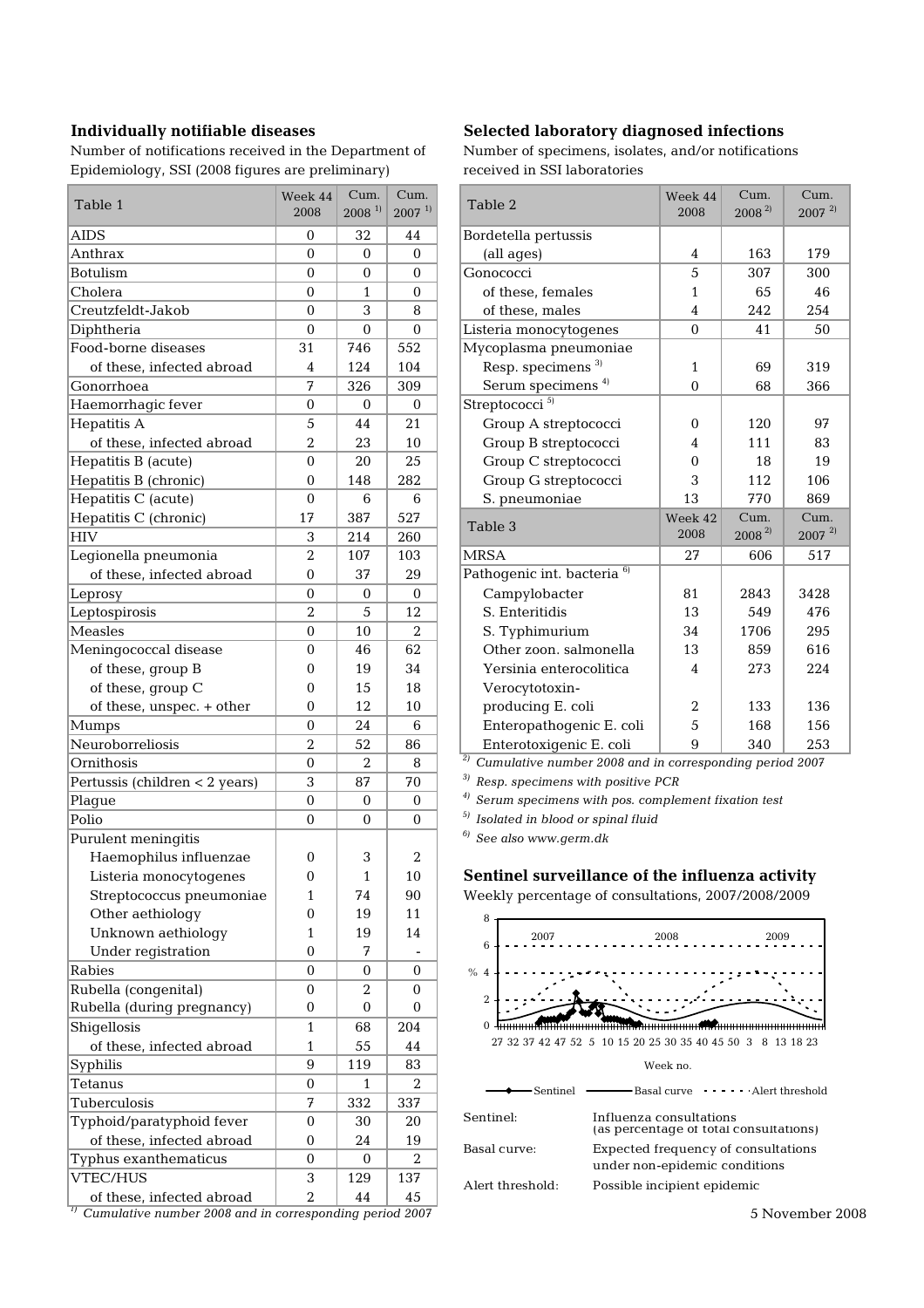## Individually notifiable diseases

Number of notifications received in the Department of Epidemiology, SSI (2008 figures are preliminary)

| Table 1 | Week 44 2008 | Cum. 2008 [1] | Cum. 2007 [1] |
|---|---|---|---|
| AIDS | 0 | 32 | 44 |
| Anthrax | 0 | 0 | 0 |
| Botulism | 0 | 0 | 0 |
| Cholera | 0 | 1 | 0 |
| Creutzfeldt-Jakob | 0 | 3 | 8 |
| Diphtheria | 0 | 0 | 0 |
| Food-borne diseases | 31 | 746 | 552 |
| of these, infected abroad | 4 | 124 | 104 |
| Gonorrhoea | 7 | 326 | 309 |
| Haemorrhagic fever | 0 | 0 | 0 |
| Hepatitis A | 5 | 44 | 21 |
| of these, infected abroad | 2 | 23 | 10 |
| Hepatitis B (acute) | 0 | 20 | 25 |
| Hepatitis B (chronic) | 0 | 148 | 282 |
| Hepatitis C (acute) | 0 | 6 | 6 |
| Hepatitis C (chronic) | 17 | 387 | 527 |
| HIV | 3 | 214 | 260 |
| Legionella pneumonia | 2 | 107 | 103 |
| of these, infected abroad | 0 | 37 | 29 |
| Leprosy | 0 | 0 | 0 |
| Leptospirosis | 2 | 5 | 12 |
| Measles | 0 | 10 | 2 |
| Meningococcal disease | 0 | 46 | 62 |
| of these, group B | 0 | 19 | 34 |
| of these, group C | 0 | 15 | 18 |
| of these, unspec. + other | 0 | 12 | 10 |
| Mumps | 0 | 24 | 6 |
| Neuroborreliosis | 2 | 52 | 86 |
| Ornithosis | 0 | 2 | 8 |
| Pertussis (children < 2 years) | 3 | 87 | 70 |
| Plague | 0 | 0 | 0 |
| Polio | 0 | 0 | 0 |
| Purulent meningitis | | | |
| Haemophilus influenzae | 0 | 3 | 2 |
| Listeria monocytogenes | 0 | 1 | 10 |
| Streptococcus pneumoniae | 1 | 74 | 90 |
| Other aethiology | 0 | 19 | 11 |
| Unknown aethiology | 1 | 19 | 14 |
| Under registration | 0 | 7 | - |
| Rabies | 0 | 0 | 0 |
| Rubella (congenital) | 0 | 2 | 0 |
| Rubella (during pregnancy) | 0 | 0 | 0 |
| Shigellosis | 1 | 68 | 204 |
| of these, infected abroad | 1 | 55 | 44 |
| Syphilis | 9 | 119 | 83 |
| Tetanus | 0 | 1 | 2 |
| Tuberculosis | 7 | 332 | 337 |
| Typhoid/paratyphoid fever | 0 | 30 | 20 |
| of these, infected abroad | 0 | 24 | 19 |
| Typhus exanthematicus | 0 | 0 | 2 |
| VTEC/HUS | 3 | 129 | 137 |
| of these, infected abroad | 2 | 44 | 45 |

*1) Cumulative number 2008 and in corresponding period 2007*

## Selected laboratory diagnosed infections

Number of specimens, isolates, and/or notifications received in SSI laboratories

| Table 2 | Week 44 2008 | Cum. 2008 [2] | Cum. 2007 [2] |
|---|---|---|---|
| Bordetella pertussis (all ages) | 4 | 163 | 179 |
| Gonococci | 5 | 307 | 300 |
| of these, females | 1 | 65 | 46 |
| of these, males | 4 | 242 | 254 |
| Listeria monocytogenes | 0 | 41 | 50 |
| Mycoplasma pneumoniae | | | |
| Resp. specimens [3] | 1 | 69 | 319 |
| Serum specimens [4] | 0 | 68 | 366 |
| Streptococci [5] | | | |
| Group A streptococci | 0 | 120 | 97 |
| Group B streptococci | 4 | 111 | 83 |
| Group C streptococci | 0 | 18 | 19 |
| Group G streptococci | 3 | 112 | 106 |
| S. pneumoniae | 13 | 770 | 869 |

| Table 3 | Week 42 2008 | Cum. 2008 [2] | Cum. 2007 [2] |
|---|---|---|---|
| MRSA | 27 | 606 | 517 |
| Pathogenic int. bacteria [6] | | | |
| Campylobacter | 81 | 2843 | 3428 |
| S. Enteritidis | 13 | 549 | 476 |
| S. Typhimurium | 34 | 1706 | 295 |
| Other zoon. salmonella | 13 | 859 | 616 |
| Yersinia enterocolitica | 4 | 273 | 224 |
| Verocytotoxin-producing E. coli | 2 | 133 | 136 |
| Enteropathogenic E. coli | 5 | 168 | 156 |
| Enterotoxigenic E. coli | 9 | 340 | 253 |

*2) Cumulative number 2008 and in corresponding period 2007*

*3) Resp. specimens with positive PCR*

*4) Serum specimens with pos. complement fixation test*

*5) Isolated in blood or spinal fluid*

*6) See also www.germ.dk*

## Sentinel surveillance of the influenza activity

Weekly percentage of consultations, 2007/2008/2009

8
6
% 4
2
0
2007
2008
2009
27 32 37 42 47 52 5 10 15 20 25 30 35 40 45 50 3 8 13 18 23
Week no.
Sentinel — Basal curve - - - Alert threshold

Sentinel: Influenza consultations (as percentage of total consultations)

Basal curve: Expected frequency of consultations under non-epidemic conditions

Alert threshold: Possible incipient epidemic

5 November 2008